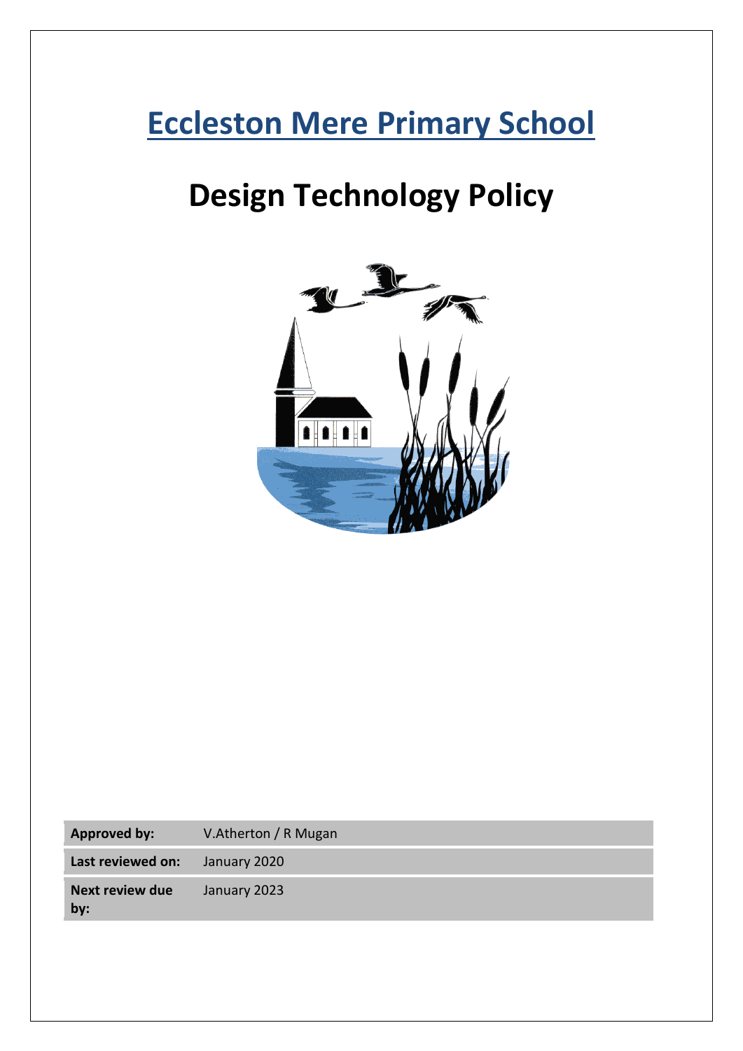# Eccleston Mere Primary School

# Design Technology Policy

| | |
|---|---|
| **Approved by:** | V.Atherton / R Mugan |
| **Last reviewed on:** | January 2020 |
| **Next review due by:** | January 2023 |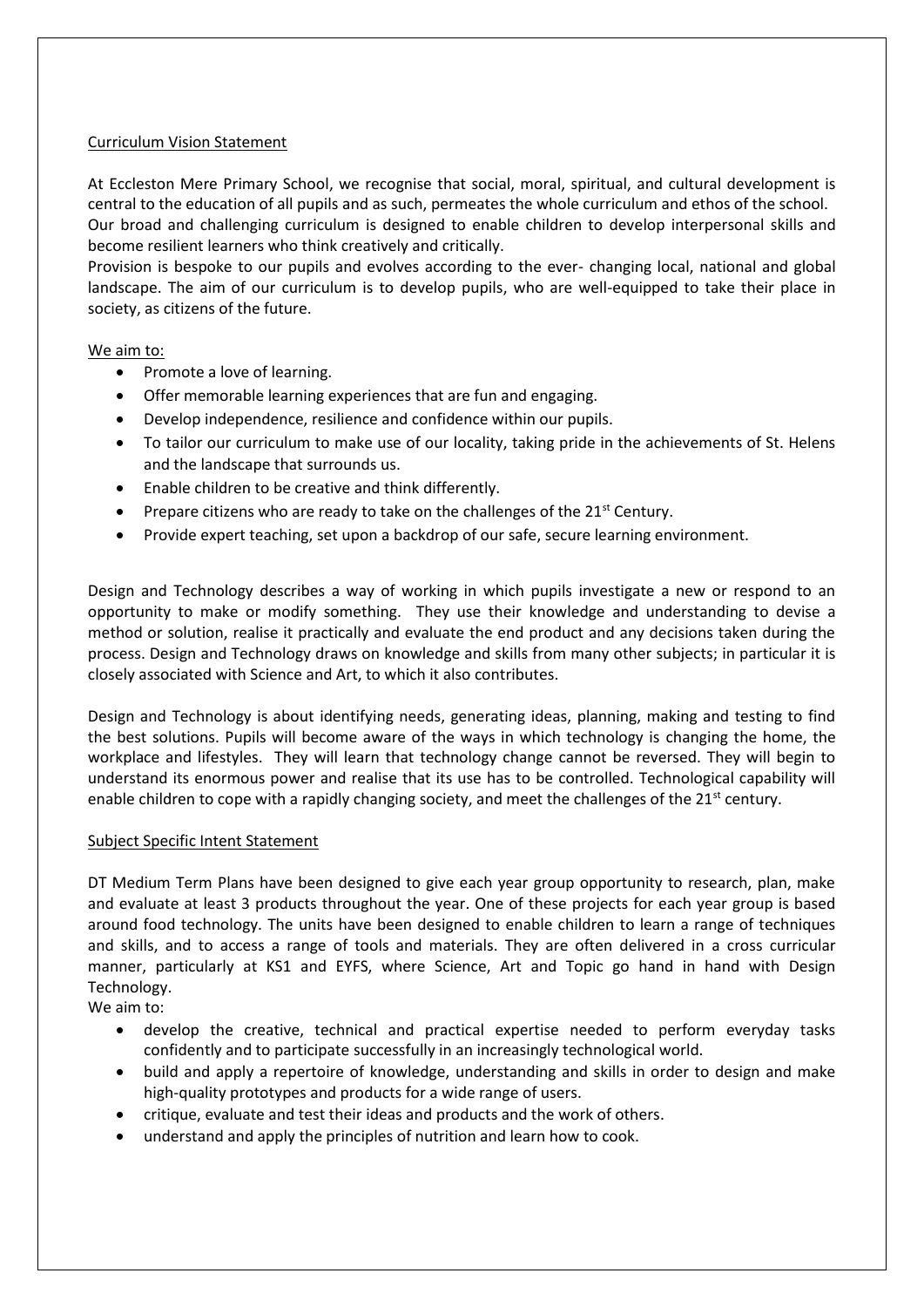## Curriculum Vision Statement

At Eccleston Mere Primary School, we recognise that social, moral, spiritual, and cultural development is central to the education of all pupils and as such, permeates the whole curriculum and ethos of the school. Our broad and challenging curriculum is designed to enable children to develop interpersonal skills and become resilient learners who think creatively and critically.

Provision is bespoke to our pupils and evolves according to the ever- changing local, national and global landscape. The aim of our curriculum is to develop pupils, who are well-equipped to take their place in society, as citizens of the future.

### We aim to:

- Promote a love of learning.
- Offer memorable learning experiences that are fun and engaging.
- Develop independence, resilience and confidence within our pupils.
- To tailor our curriculum to make use of our locality, taking pride in the achievements of St. Helens and the landscape that surrounds us.
- Enable children to be creative and think differently.
- Prepare citizens who are ready to take on the challenges of the 21st Century.
- Provide expert teaching, set upon a backdrop of our safe, secure learning environment.

Design and Technology describes a way of working in which pupils investigate a new or respond to an opportunity to make or modify something. They use their knowledge and understanding to devise a method or solution, realise it practically and evaluate the end product and any decisions taken during the process. Design and Technology draws on knowledge and skills from many other subjects; in particular it is closely associated with Science and Art, to which it also contributes.

Design and Technology is about identifying needs, generating ideas, planning, making and testing to find the best solutions. Pupils will become aware of the ways in which technology is changing the home, the workplace and lifestyles. They will learn that technology change cannot be reversed. They will begin to understand its enormous power and realise that its use has to be controlled. Technological capability will enable children to cope with a rapidly changing society, and meet the challenges of the 21st century.

## Subject Specific Intent Statement

DT Medium Term Plans have been designed to give each year group opportunity to research, plan, make and evaluate at least 3 products throughout the year. One of these projects for each year group is based around food technology. The units have been designed to enable children to learn a range of techniques and skills, and to access a range of tools and materials. They are often delivered in a cross curricular manner, particularly at KS1 and EYFS, where Science, Art and Topic go hand in hand with Design Technology.

We aim to:

- develop the creative, technical and practical expertise needed to perform everyday tasks confidently and to participate successfully in an increasingly technological world.
- build and apply a repertoire of knowledge, understanding and skills in order to design and make high-quality prototypes and products for a wide range of users.
- critique, evaluate and test their ideas and products and the work of others.
- understand and apply the principles of nutrition and learn how to cook.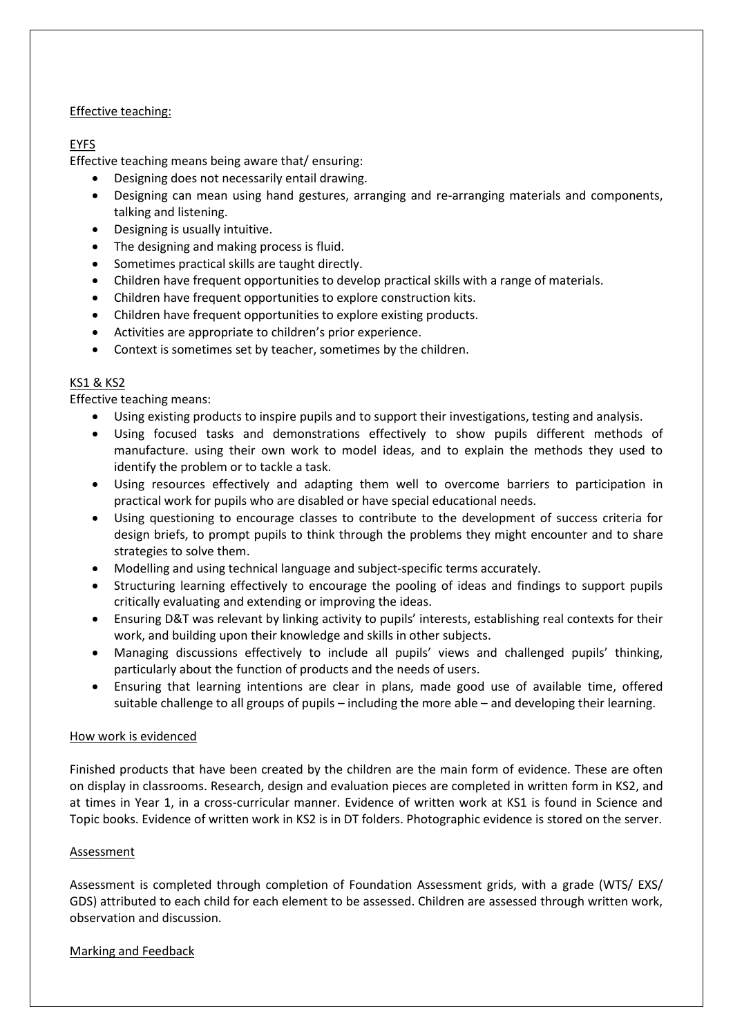Effective teaching:

EYFS

Effective teaching means being aware that/ ensuring:

- Designing does not necessarily entail drawing.
- Designing can mean using hand gestures, arranging and re-arranging materials and components, talking and listening.
- Designing is usually intuitive.
- The designing and making process is fluid.
- Sometimes practical skills are taught directly.
- Children have frequent opportunities to develop practical skills with a range of materials.
- Children have frequent opportunities to explore construction kits.
- Children have frequent opportunities to explore existing products.
- Activities are appropriate to children's prior experience.
- Context is sometimes set by teacher, sometimes by the children.

KS1 & KS2

Effective teaching means:

- Using existing products to inspire pupils and to support their investigations, testing and analysis.
- Using focused tasks and demonstrations effectively to show pupils different methods of manufacture. using their own work to model ideas, and to explain the methods they used to identify the problem or to tackle a task.
- Using resources effectively and adapting them well to overcome barriers to participation in practical work for pupils who are disabled or have special educational needs.
- Using questioning to encourage classes to contribute to the development of success criteria for design briefs, to prompt pupils to think through the problems they might encounter and to share strategies to solve them.
- Modelling and using technical language and subject-specific terms accurately.
- Structuring learning effectively to encourage the pooling of ideas and findings to support pupils critically evaluating and extending or improving the ideas.
- Ensuring D&T was relevant by linking activity to pupils' interests, establishing real contexts for their work, and building upon their knowledge and skills in other subjects.
- Managing discussions effectively to include all pupils' views and challenged pupils' thinking, particularly about the function of products and the needs of users.
- Ensuring that learning intentions are clear in plans, made good use of available time, offered suitable challenge to all groups of pupils – including the more able – and developing their learning.

How work is evidenced

Finished products that have been created by the children are the main form of evidence. These are often on display in classrooms. Research, design and evaluation pieces are completed in written form in KS2, and at times in Year 1, in a cross-curricular manner. Evidence of written work at KS1 is found in Science and Topic books. Evidence of written work in KS2 is in DT folders. Photographic evidence is stored on the server.

Assessment

Assessment is completed through completion of Foundation Assessment grids, with a grade (WTS/ EXS/ GDS) attributed to each child for each element to be assessed. Children are assessed through written work, observation and discussion.

Marking and Feedback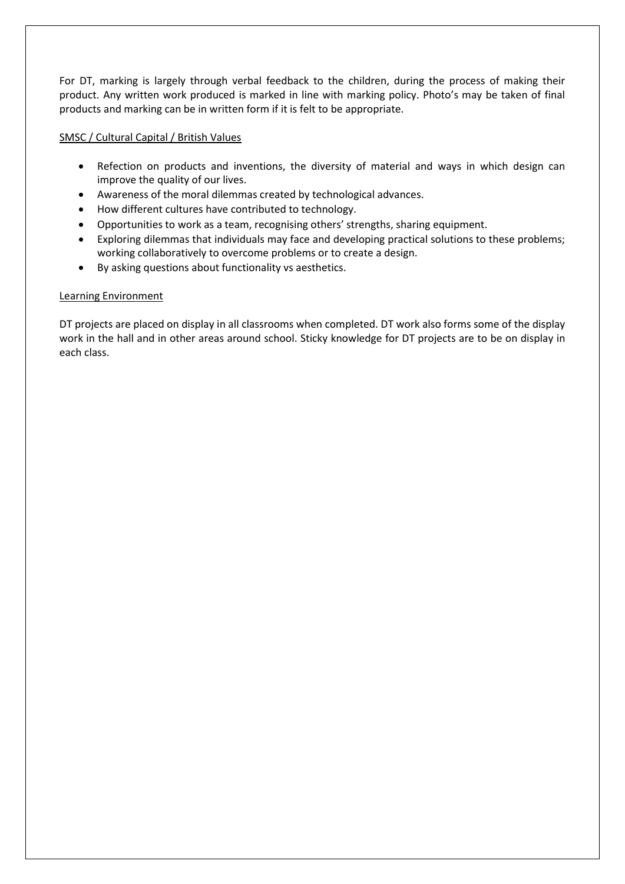For DT, marking is largely through verbal feedback to the children, during the process of making their product. Any written work produced is marked in line with marking policy. Photo's may be taken of final products and marking can be in written form if it is felt to be appropriate.

<u>SMSC / Cultural Capital / British Values</u>

- Refection on products and inventions, the diversity of material and ways in which design can improve the quality of our lives.
- Awareness of the moral dilemmas created by technological advances.
- How different cultures have contributed to technology.
- Opportunities to work as a team, recognising others' strengths, sharing equipment.
- Exploring dilemmas that individuals may face and developing practical solutions to these problems; working collaboratively to overcome problems or to create a design.
- By asking questions about functionality vs aesthetics.

<u>Learning Environment</u>

DT projects are placed on display in all classrooms when completed. DT work also forms some of the display work in the hall and in other areas around school. Sticky knowledge for DT projects are to be on display in each class.